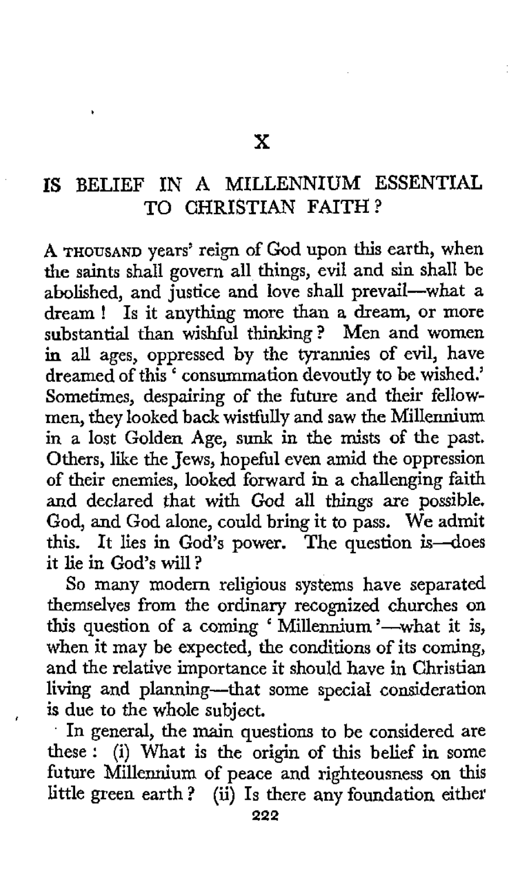# X

## IS BELIEF IN A MILLENNIUM ESSENTIAL TO CHRISTIAN FAITH?

A THOUSAND years' reign of God upon this earth, when the saints shall govern all things, evil and sin shall be abolished, and justice and love shall prevail—what a dream! Is it anything more than a dream, or more substantial than wishful thinking? Men and women in all ages, oppressed by the tyrannies of evil, have dreamed of this 'consummation devoutly to be wished.' Sometimes, despairing of the future and their fellow-men, they looked back wistfully and saw the Millennium in a lost Golden Age, sunk in the mists of the past. Others, like the Jews, hopeful even amid the oppression of their enemies, looked forward in a challenging faith and declared that with God all things are possible. God, and God alone, could bring it to pass. We admit this. It lies in God's power. The question is—does it lie in God's will?

So many modern religious systems have separated themselves from the ordinary recognized churches on this question of a coming 'Millennium'—what it is, when it may be expected, the conditions of its coming, and the relative importance it should have in Christian living and planning—that some special consideration is due to the whole subject.

In general, the main questions to be considered are these: (i) What is the origin of this belief in some future Millennium of peace and righteousness on this little green earth? (ii) Is there any foundation either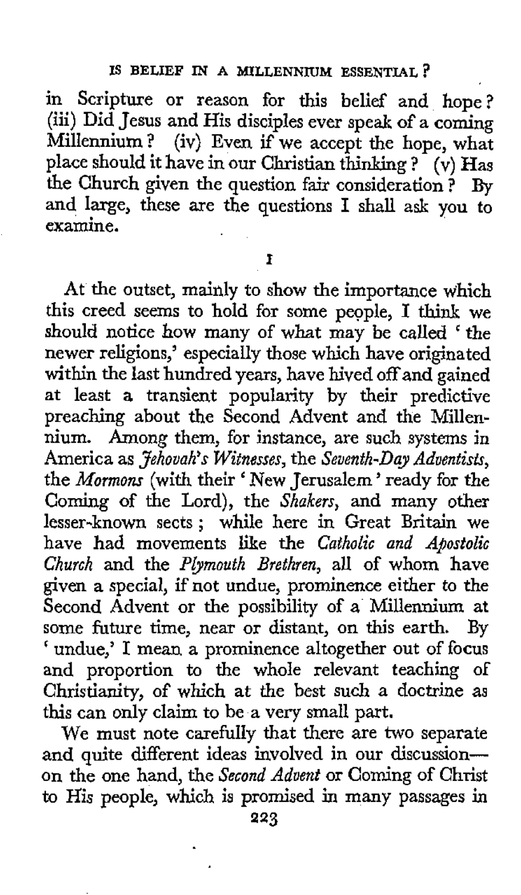in Scripture or reason for this belief and hope? (iii) Did Jesus and His disciples ever speak of a coming Millennium? (iv) Even if we accept the hope, what place should it have in our Christian thinking? (v) Has the Church given the question fair consideration? By and large, these are the questions I shall ask you to examine.

## I

At the outset, mainly to show the importance which this creed seems to hold for some people, I think we should notice how many of what may be called 'the newer religions,' especially those which have originated within the last hundred years, have hived off and gained at least a transient popularity by their predictive preaching about the Second Advent and the Millennium. Among them, for instance, are such systems in America as *Jehovah's Witnesses*, the *Seventh-Day Adventists*, the *Mormons* (with their 'New Jerusalem' ready for the Coming of the Lord), the *Shakers*, and many other lesser-known sects; while here in Great Britain we have had movements like the *Catholic and Apostolic Church* and the *Plymouth Brethren*, all of whom have given a special, if not undue, prominence either to the Second Advent or the possibility of a Millennium at some future time, near or distant, on this earth. By 'undue,' I mean a prominence altogether out of focus and proportion to the whole relevant teaching of Christianity, of which at the best such a doctrine as this can only claim to be a very small part.

We must note carefully that there are two separate and quite different ideas involved in our discussion—on the one hand, the *Second Advent* or Coming of Christ to His people, which is promised in many passages in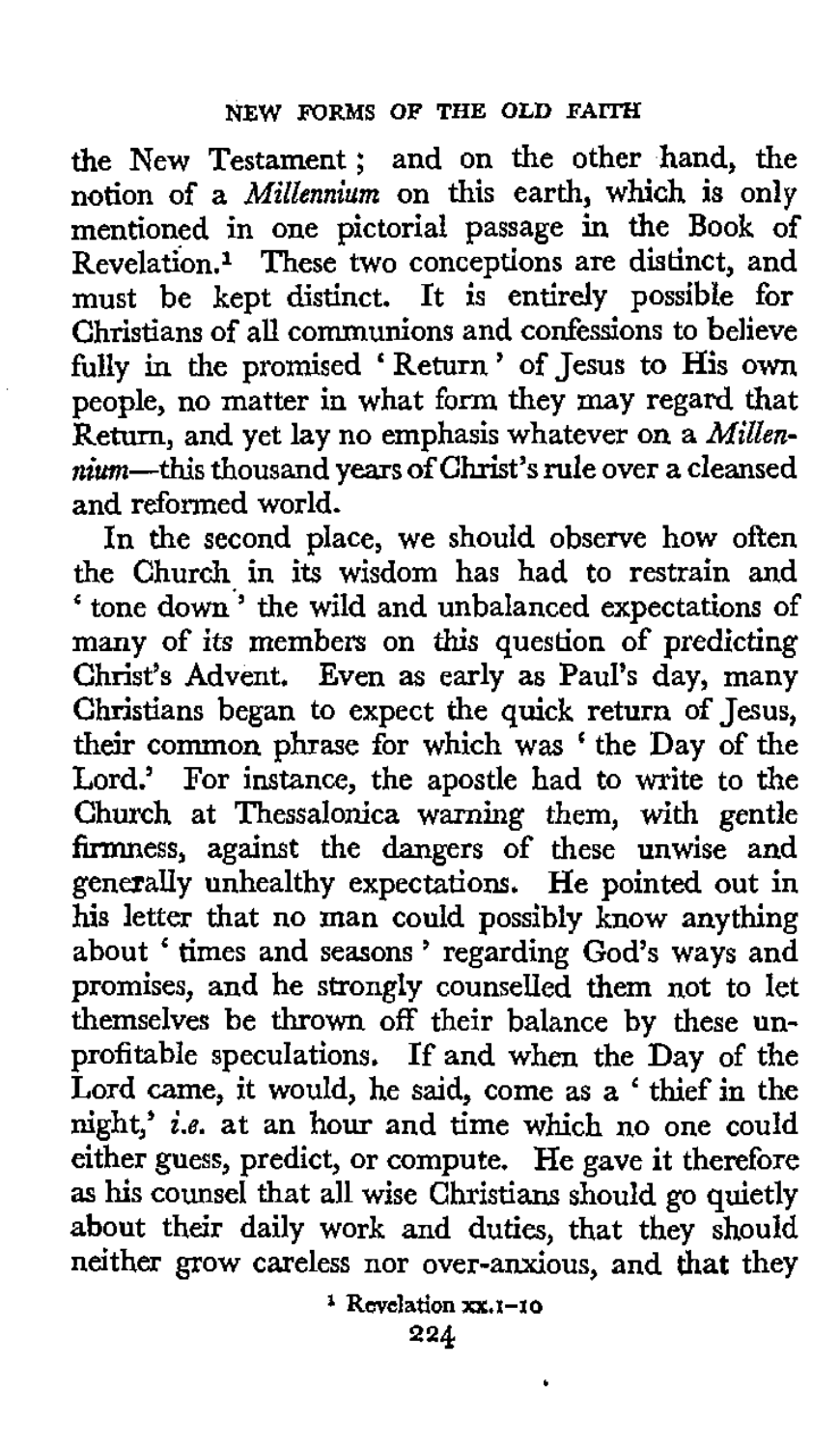the New Testament; and on the other hand, the notion of a *Millennium* on this earth, which is only mentioned in one pictorial passage in the Book of Revelation.[1] These two conceptions are distinct, and must be kept distinct. It is entirely possible for Christians of all communions and confessions to believe fully in the promised 'Return' of Jesus to His own people, no matter in what form they may regard that Return, and yet lay no emphasis whatever on a *Millennium*—this thousand years of Christ's rule over a cleansed and reformed world.

In the second place, we should observe how often the Church in its wisdom has had to restrain and 'tone down' the wild and unbalanced expectations of many of *its* members on this question of predicting Christ's Advent. Even as early as Paul's day, many Christians began to expect the quick return of Jesus, their common phrase for which was 'the Day of the Lord.' For instance, the apostle had to write to the Church at Thessalonica warning them, with gentle firmness, against the dangers of these unwise and generally unhealthy expectations. He pointed out in his letter that no man could possibly know anything about 'times and seasons' regarding God's ways and promises, and he strongly counselled them not to let themselves be thrown off their balance by these unprofitable speculations. If and when the Day of the Lord came, it would, he said, come as a 'thief in the night,' *i.e.* at an hour and time which no one could either guess, predict, or compute. He gave it therefore as his counsel that all wise Christians should go quietly about their daily work and duties, that they should neither grow careless nor over-anxious, and that they

[1] Revelation xx.1–10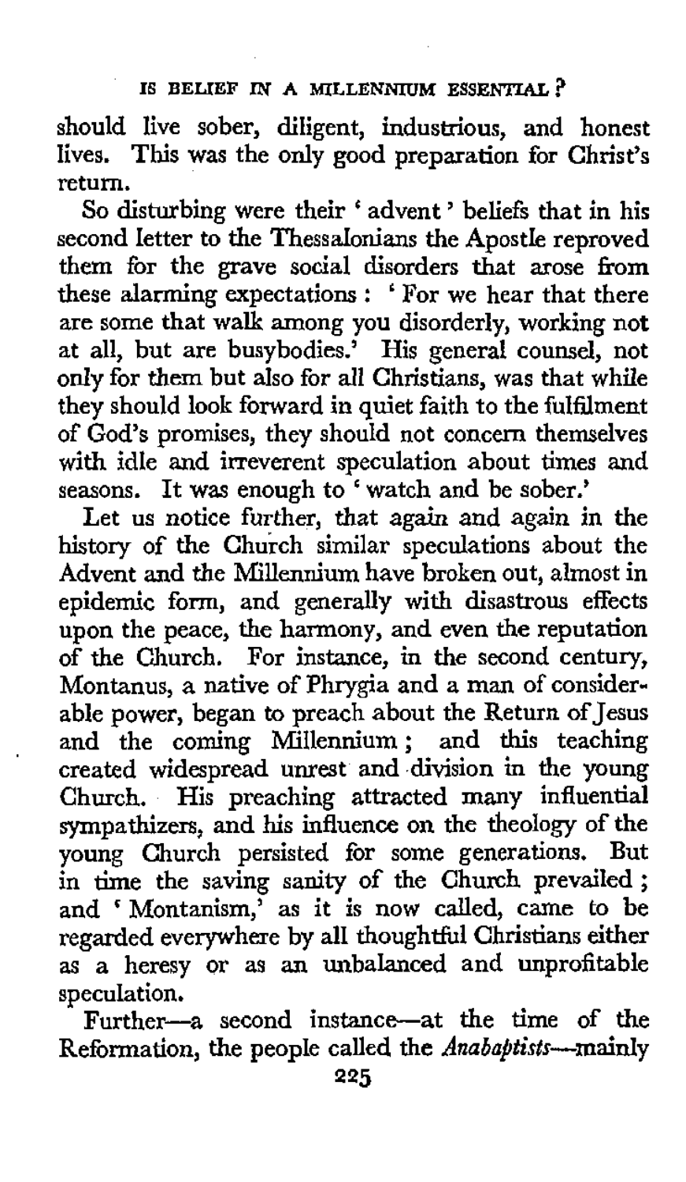should live sober, diligent, industrious, and honest lives. This was the only good preparation for Christ's return.

So disturbing were their 'advent' beliefs that in his second letter to the Thessalonians the Apostle reproved them for the grave social disorders that arose from these alarming expectations: 'For we hear that there are some that walk among you disorderly, working not at all, but are busybodies.' His general counsel, not only for them but also for all Christians, was that while they should look forward in quiet faith to the fulfilment of God's promises, they should not concern themselves with idle and irreverent speculation about times and seasons. It was enough to 'watch and be sober.'

Let us notice further, that again and again in the history of the Church similar speculations about the Advent and the Millennium have broken out, almost in epidemic form, and generally with disastrous effects upon the peace, the harmony, and even the reputation of the Church. For instance, in the second century, Montanus, a native of Phrygia and a man of considerable power, began to preach about the Return of Jesus and the coming Millennium; and this teaching created widespread unrest and division in the young Church. His preaching attracted many influential sympathizers, and his influence on the theology of the young Church persisted for some generations. But in time the saving sanity of the Church prevailed; and 'Montanism,' as it is now called, came to be regarded everywhere by all thoughtful Christians either as a heresy or as an unbalanced and unprofitable speculation.

Further—a second instance—at the time of the Reformation, the people called the *Anabaptists*—mainly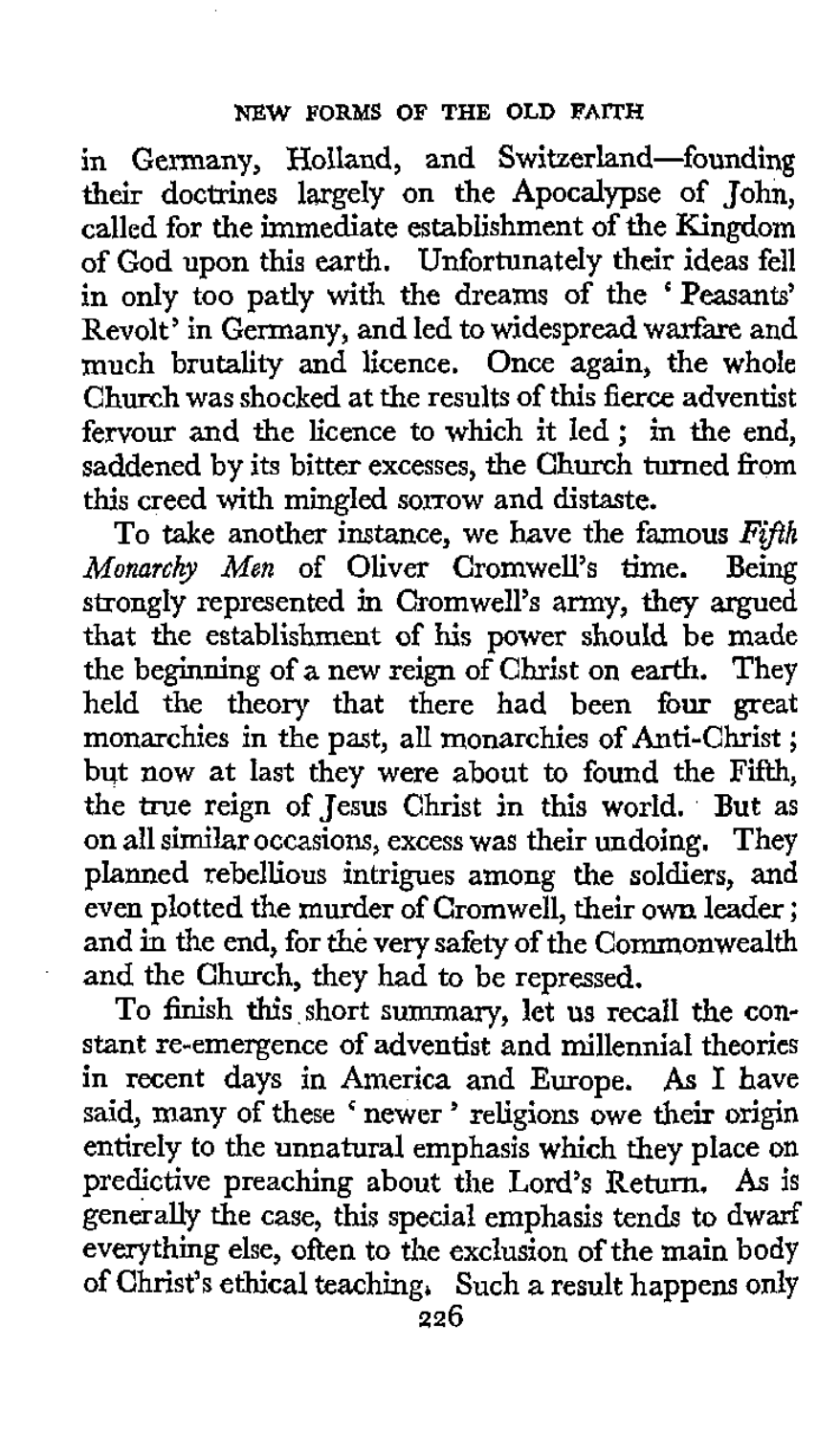in Germany, Holland, and Switzerland—founding their doctrines largely on the Apocalypse of John, called for the immediate establishment of the Kingdom of God upon this earth. Unfortunately their ideas fell in only too patly with the dreams of the 'Peasants' Revolt' in Germany, and led to widespread warfare and much brutality and licence. Once again, the whole Church was shocked at the results of this fierce adventist fervour and the licence to which it led; in the end, saddened by its bitter excesses, the Church turned from this creed with mingled sorrow and distaste.

To take another instance, we have the famous *Fifth Monarchy Men* of Oliver Cromwell's time. Being strongly represented in Cromwell's army, they argued that the establishment of his power should be made the beginning of a new reign of Christ on earth. They held the theory that there had been four great monarchies in the past, all monarchies of Anti-Christ; but now at last they were about to found the Fifth, the true reign of Jesus Christ in this world. But as on all similar occasions, excess was their undoing. They planned rebellious intrigues among the soldiers, and even plotted the murder of Cromwell, their own leader; and in the end, for the very safety of the Commonwealth and the Church, they had to be repressed.

To finish this short summary, let us recall the constant re-emergence of adventist and millennial theories in recent days in America and Europe. As I have said, many of these 'newer' religions owe their origin entirely to the unnatural emphasis which they place on predictive preaching about the Lord's Return. As is generally the case, this special emphasis tends to dwarf everything else, often to the exclusion of the main body of Christ's ethical teaching. Such a result happens only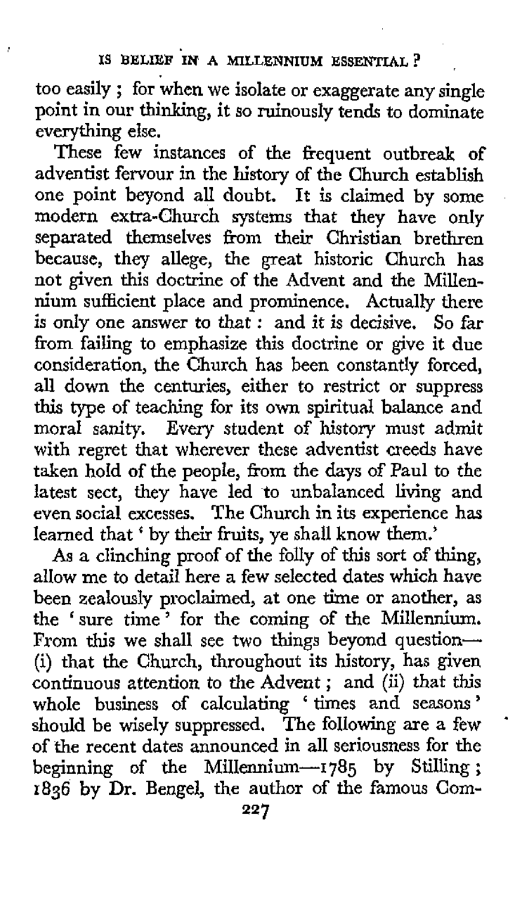too easily; for when we isolate or exaggerate any single point in our thinking, it so ruinously tends to dominate everything else.

These few instances of the frequent outbreak of adventist fervour in the history of the Church establish one point beyond all doubt. It is claimed by some modern extra-Church systems that they have only separated themselves from their Christian brethren because, they allege, the great historic Church has not given this doctrine of the Advent and the Millennium sufficient place and prominence. Actually there is only one answer to that: and it is decisive. So far from failing to emphasize this doctrine or give it due consideration, the Church has been constantly forced, all down the centuries, either to restrict or suppress this type of teaching for its own spiritual balance and moral sanity. Every student of history must admit with regret that wherever these adventist creeds have taken hold of the people, from the days of Paul to the latest sect, they have led to unbalanced living and even social excesses. The Church in its experience has learned that 'by their fruits, ye shall know them.'

As a clinching proof of the folly of this sort of thing, allow me to detail here a few selected dates which have been zealously proclaimed, at one time or another, as the 'sure time' for the coming of the Millennium. From this we shall see two things beyond question—(i) that the Church, throughout its history, has given continuous attention to the Advent; and (ii) that this whole business of calculating 'times and seasons' should be wisely suppressed. The following are a few of the recent dates announced in all seriousness for the beginning of the Millennium—1785 by Stilling; 1836 by Dr. Bengel, the author of the famous Com-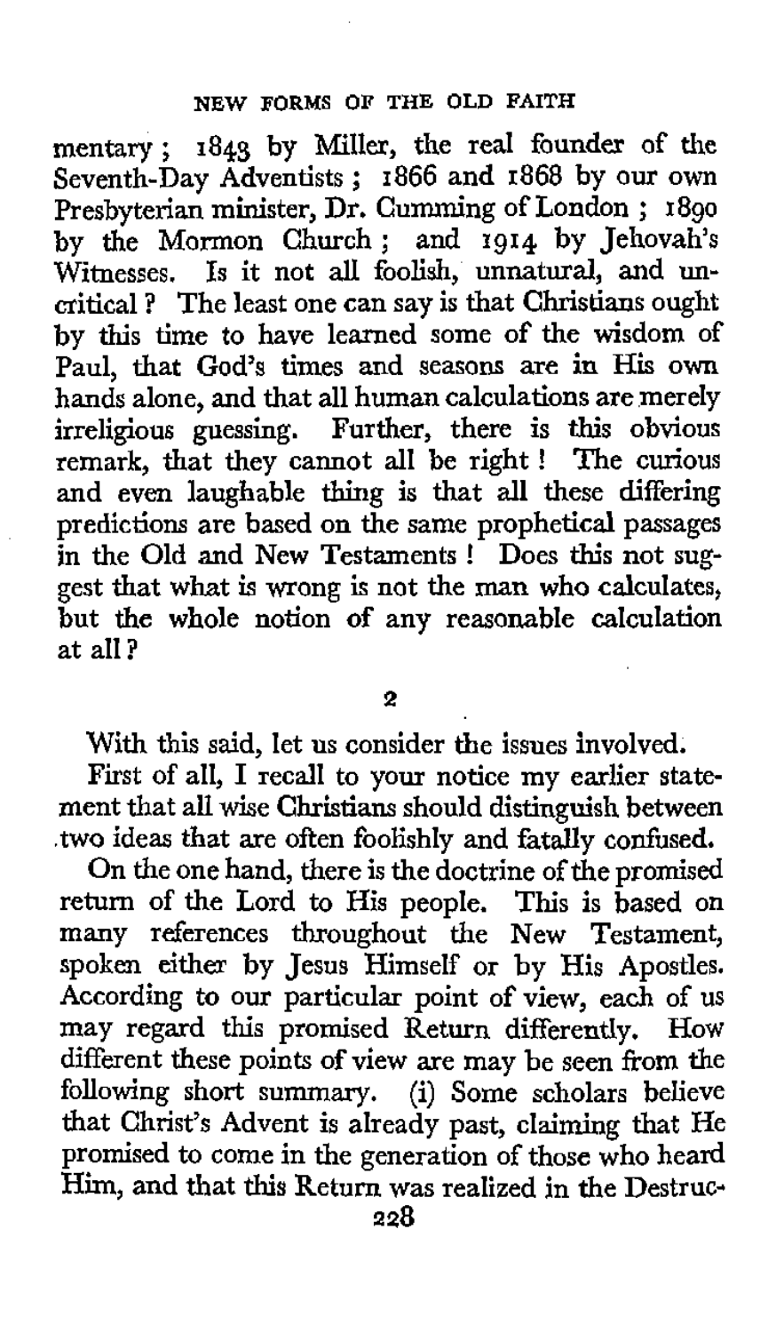mentary; 1843 by Miller, the real founder of the Seventh-Day Adventists; 1866 and 1868 by our own Presbyterian minister, Dr. Cumming of London; 1890 by the Mormon Church; and 1914 by Jehovah's Witnesses. Is it not all foolish, unnatural, and uncritical? The least one can say is that Christians ought by this time to have learned some of the wisdom of Paul, that God's times and seasons are in His own hands alone, and that all human calculations are merely irreligious guessing. Further, there is this obvious remark, that they cannot all be right! The curious and even laughable thing is that all these differing predictions are based on the same prophetical passages in the Old and New Testaments! Does this not suggest that what is wrong is not the man who calculates, but the whole notion of any reasonable calculation at all?

## 2

With this said, let us consider the issues involved.

First of all, I recall to your notice my earlier statement that all wise Christians should distinguish between two ideas that are often foolishly and fatally confused.

On the one hand, there is the doctrine of the promised return of the Lord to His people. This is based on many references throughout the New Testament, spoken either by Jesus Himself or by His Apostles. According to our particular point of view, each of us may regard this promised Return differently. How different these points of view are may be seen from the following short summary. (i) Some scholars believe that Christ's Advent is already past, claiming that He promised to come in the generation of those who heard Him, and that this Return was realized in the Destruc-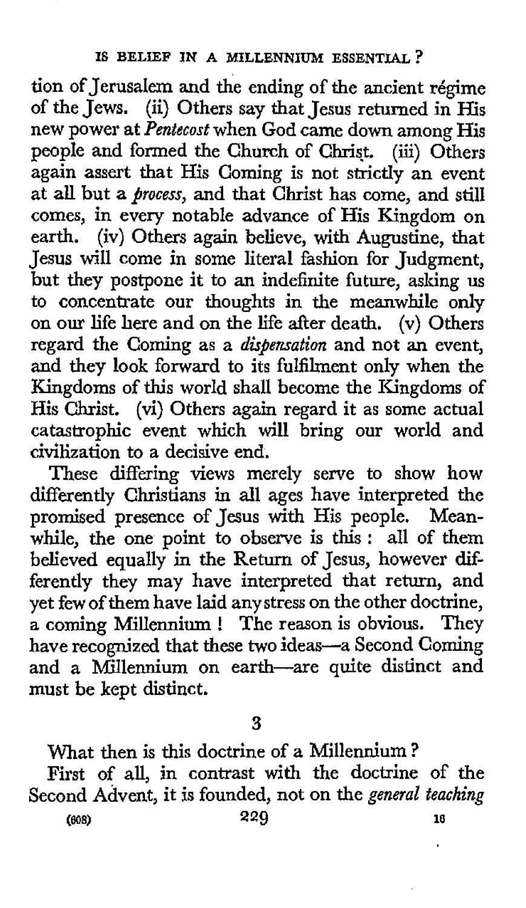tion of Jerusalem and the ending of the ancient régime of the Jews. (ii) Others say that Jesus returned in His new power at *Pentecost* when God came down among His people and formed the Church of Christ. (iii) Others again assert that His Coming is not strictly an event at all but a *process*, and that Christ has come, and still comes, in every notable advance of His Kingdom on earth. (iv) Others again believe, with Augustine, that Jesus will come in some literal fashion for Judgment, but they postpone it to an indefinite future, asking us to concentrate our thoughts in the meanwhile only on our life here and on the life after death. (v) Others regard the Coming as a *dispensation* and not an event, and they look forward to its fulfilment only when the Kingdoms of this world shall become the Kingdoms of His Christ. (vi) Others again regard it as some actual catastrophic event which will bring our world and civilization to a decisive end.

These differing views merely serve to show how differently Christians in all ages have interpreted the promised presence of Jesus with His people. Meanwhile, the one point to observe is this : all of them believed equally in the Return of Jesus, however differently they may have interpreted that return, and yet few of them have laid any stress on the other doctrine, a coming Millennium ! The reason is obvious. They have recognized that these two ideas—a Second Coming and a Millennium on earth—are quite distinct and must be kept distinct.

## 3

What then is this doctrine of a Millennium ?

First of all, in contrast with the doctrine of the Second Advent, it is founded, not on the *general teaching*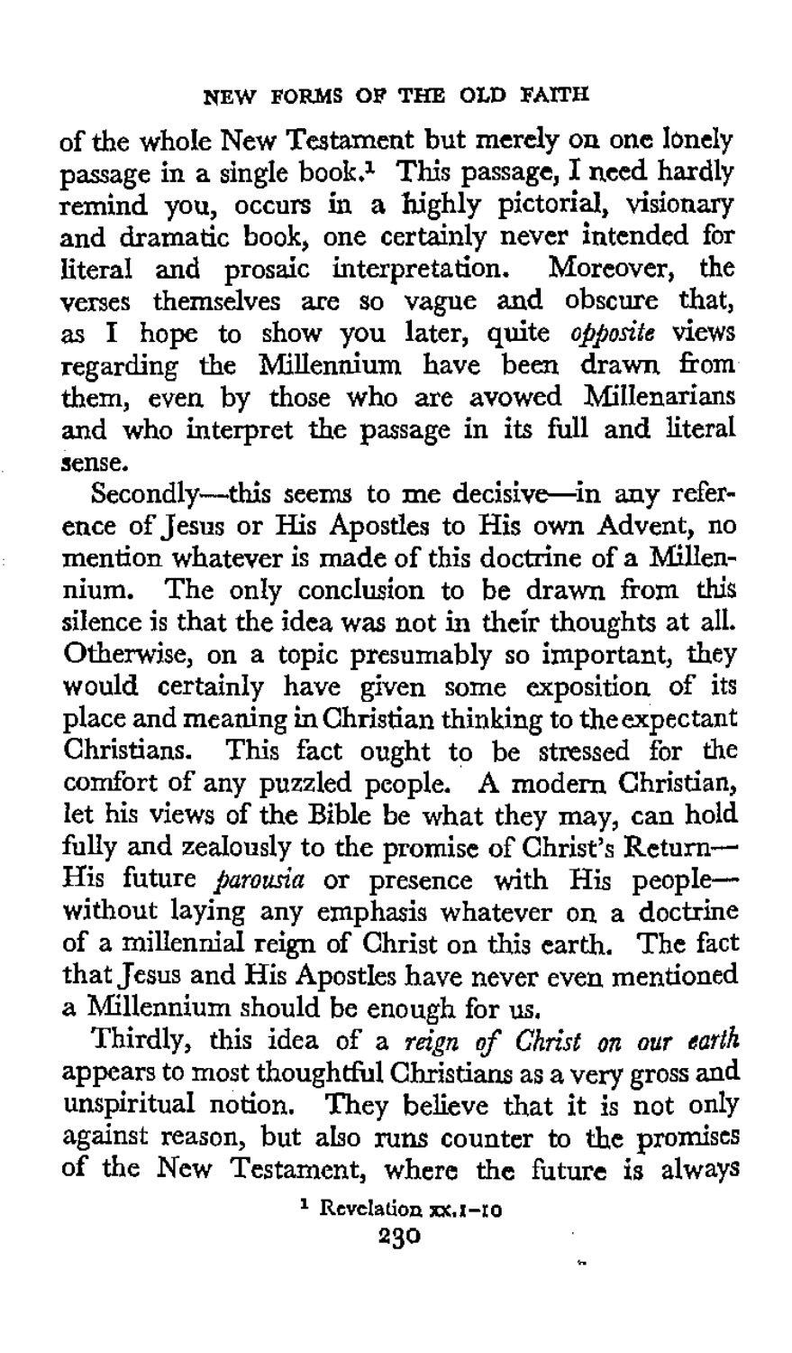of the whole New Testament but merely on one lonely passage in a single book.[1] This passage, I need hardly remind you, occurs in a highly pictorial, visionary and dramatic book, one certainly never intended for literal and prosaic interpretation. Moreover, the verses themselves are so vague and obscure that, as I hope to show you later, quite *opposite* views regarding the Millennium have been drawn from them, even by those who are avowed Millenarians and who interpret the passage in its full and literal sense.

Secondly—this seems to me decisive—in any reference of Jesus or His Apostles to His own Advent, no mention whatever is made of this doctrine of a Millennium. The only conclusion to be drawn from this silence is that the idea was not in their thoughts at all. Otherwise, on a topic presumably so important, they would certainly have given some exposition of its place and meaning in Christian thinking to the expectant Christians. This fact ought to be stressed for the comfort of any puzzled people. A modern Christian, let his views of the Bible be what they may, can hold fully and zealously to the promise of Christ's Return—His future *parousia* or presence with His people—without laying any emphasis whatever on a doctrine of a millennial reign of Christ on this earth. The fact that Jesus and His Apostles have never even mentioned a Millennium should be enough for us.

Thirdly, this idea of a *reign of Christ on our earth* appears to most thoughtful Christians as a very gross and unspiritual notion. They believe that it is not only against reason, but also runs counter to the promises of the New Testament, where the future is always

[1] Revelation xx.1–10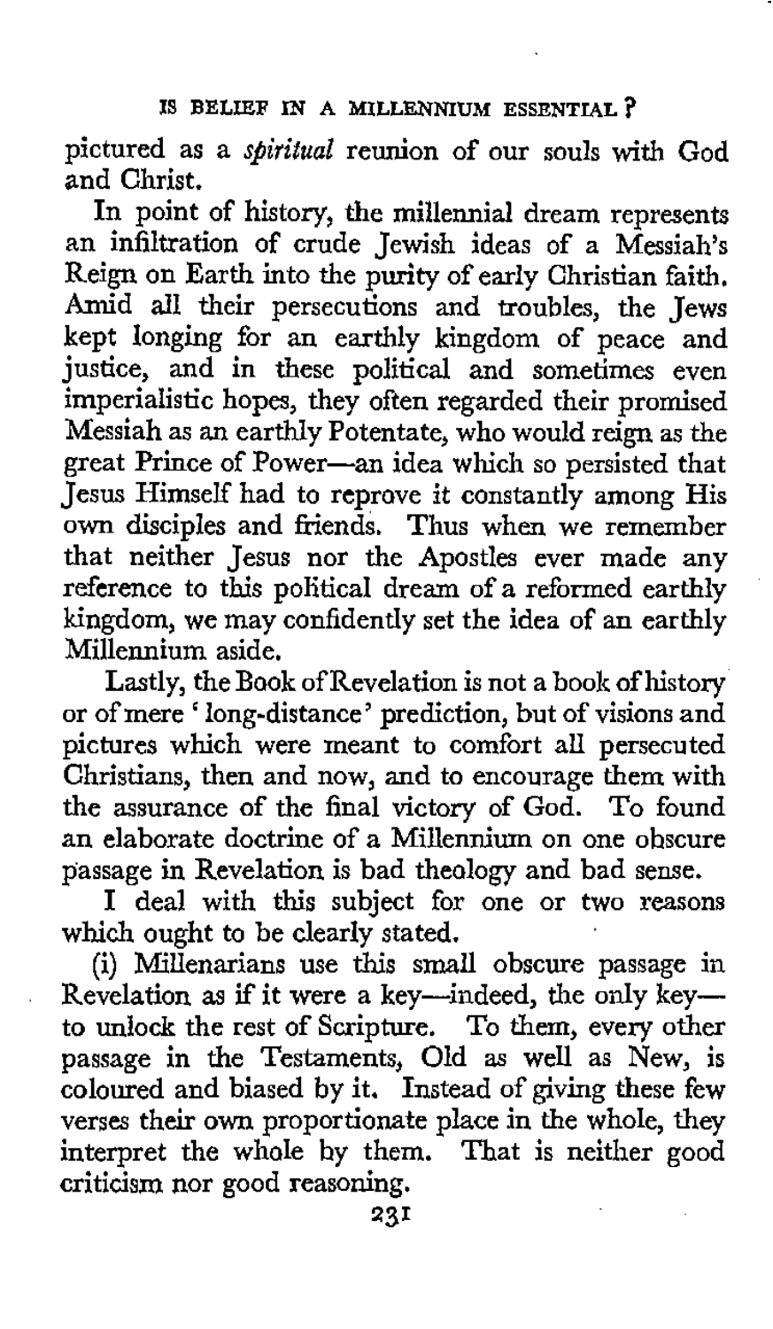pictured as a *spiritual* reunion of our souls with God and Christ.

In point of history, the millennial dream represents an infiltration of crude Jewish ideas of a Messiah's Reign on Earth into the purity of early Christian faith. Amid all their persecutions and troubles, the Jews kept longing for an earthly kingdom of peace and justice, and in these political and sometimes even imperialistic hopes, they often regarded their promised Messiah as an earthly Potentate, who would reign as the great Prince of Power—an idea which so persisted that Jesus Himself had to reprove it constantly among His own disciples and friends. Thus when we remember that neither Jesus nor the Apostles ever made any reference to this political dream of a reformed earthly kingdom, we may confidently set the idea of an earthly Millennium aside.

Lastly, the Book of Revelation is not a book of history or of mere 'long-distance' prediction, but of visions and pictures which were meant to comfort all persecuted Christians, then and now, and to encourage them with the assurance of the final victory of God. To found an elaborate doctrine of a Millennium on one obscure passage in Revelation is bad theology and bad sense.

I deal with this subject for one or two reasons which ought to be clearly stated.

(i) Millenarians use this small obscure passage in Revelation as if it were a key—indeed, the only key—to unlock the rest of Scripture. To them, every other passage in the Testaments, Old as well as New, is coloured and biased by it. Instead of giving these few verses their own proportionate place in the whole, they interpret the whole by them. That is neither good criticism nor good reasoning.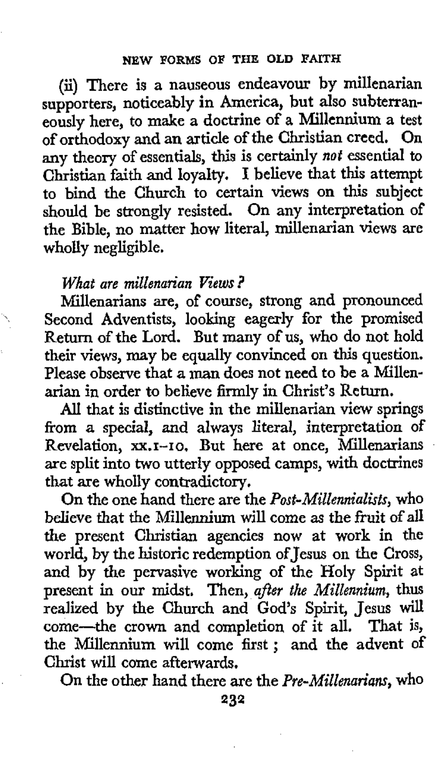(ii) There is a nauseous endeavour by millenarian supporters, noticeably in America, but also subterraneously here, to make a doctrine of a Millennium a test of orthodoxy and an article of the Christian creed. On any theory of essentials, this is certainly *not* essential to Christian faith and loyalty. I believe that this attempt to bind the Church to certain views on this subject should be strongly resisted. On any interpretation of the Bible, no matter how literal, millenarian views are wholly negligible.

*What are millenarian Views?*

Millenarians are, of course, strong and pronounced Second Adventists, looking eagerly for the promised Return of the Lord. But many of us, who do not hold their views, may be equally convinced on this question. Please observe that a man does not need to be a Millenarian in order to believe firmly in Christ's Return.

All that is distinctive in the millenarian view springs from a special, and always literal, interpretation of Revelation, xx.1–10. But here at once, Millenarians are split into two utterly opposed camps, with doctrines that are wholly contradictory.

On the one hand there are the *Post-Millennialists*, who believe that the Millennium will come as the fruit of all the present Christian agencies now at work in the world, by the historic redemption of Jesus on the Cross, and by the pervasive working of the Holy Spirit at present in our midst. Then, *after the Millennium*, thus realized by the Church and God's Spirit, Jesus will come—the crown and completion of it all. That is, the Millennium will come first; and the advent of Christ will come afterwards.

On the other hand there are the *Pre-Millenarians*, who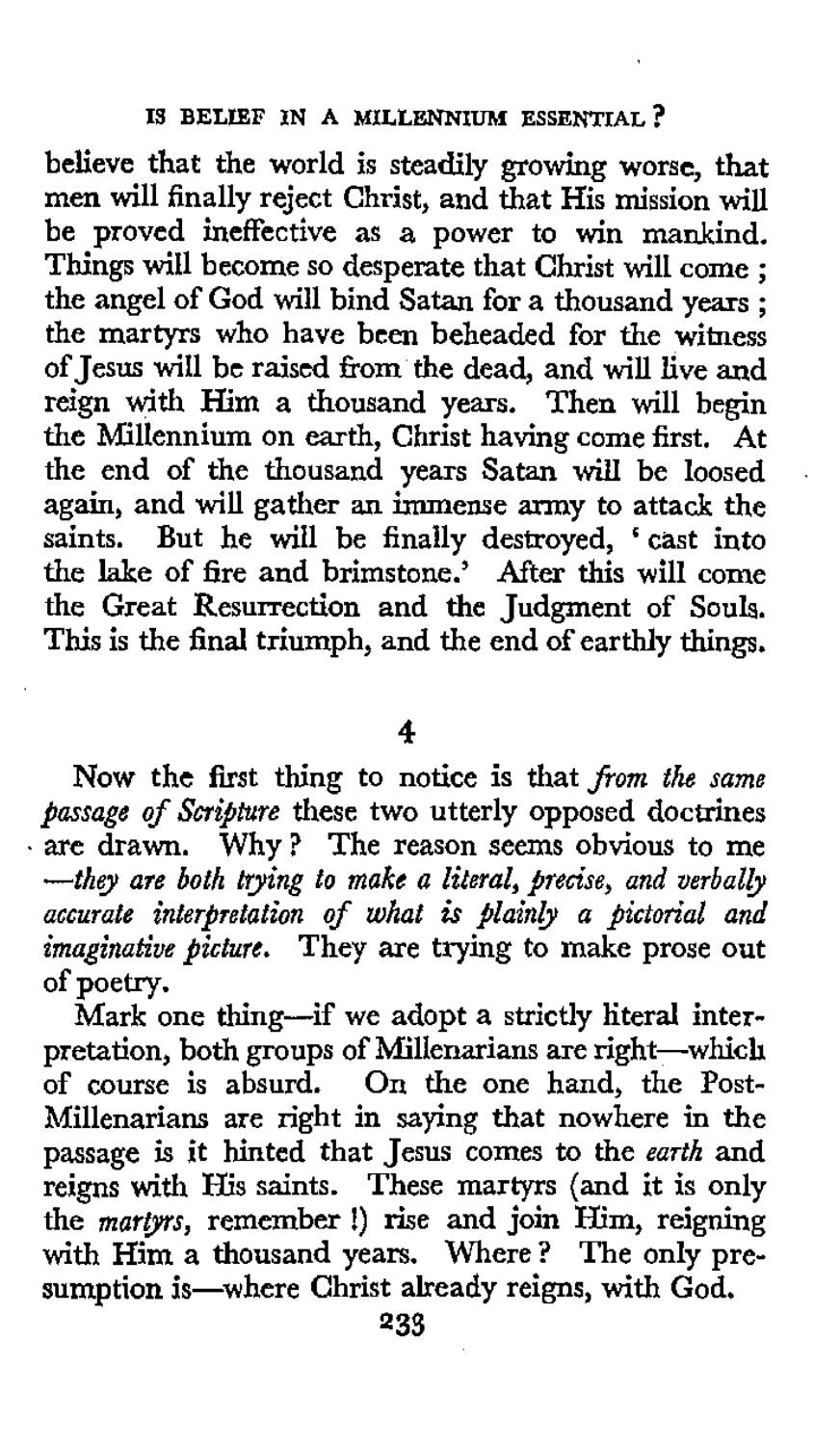believe that the world is steadily growing worse, that men will finally reject Christ, and that His mission will be proved ineffective as a power to win mankind. Things will become so desperate that Christ will come; the angel of God will bind Satan for a thousand years; the martyrs who have been beheaded for the witness of Jesus will be raised from the dead, and will live and reign with Him a thousand years. Then will begin the Millennium on earth, Christ having come first. At the end of the thousand years Satan will be loosed again, and will gather an immense army to attack the saints. But he will be finally destroyed, 'cast into the lake of fire and brimstone.' After this will come the Great Resurrection and the Judgment of Souls. This is the final triumph, and the end of earthly things.

## 4

Now the first thing to notice is that *from the same passage of Scripture* these two utterly opposed doctrines are drawn. Why? The reason seems obvious to me —*they are both trying to make a literal, precise, and verbally accurate interpretation of what is plainly a pictorial and imaginative picture*. They are trying to make prose out of poetry.

Mark one thing—if we adopt a strictly literal interpretation, both groups of Millenarians are right—which of course is absurd. On the one hand, the Post-Millenarians are right in saying that nowhere in the passage is it hinted that Jesus comes to the *earth* and reigns with His saints. These martyrs (and it is only the *martyrs*, remember!) rise and join Him, reigning with Him a thousand years. Where? The only presumption is—where Christ already reigns, with God.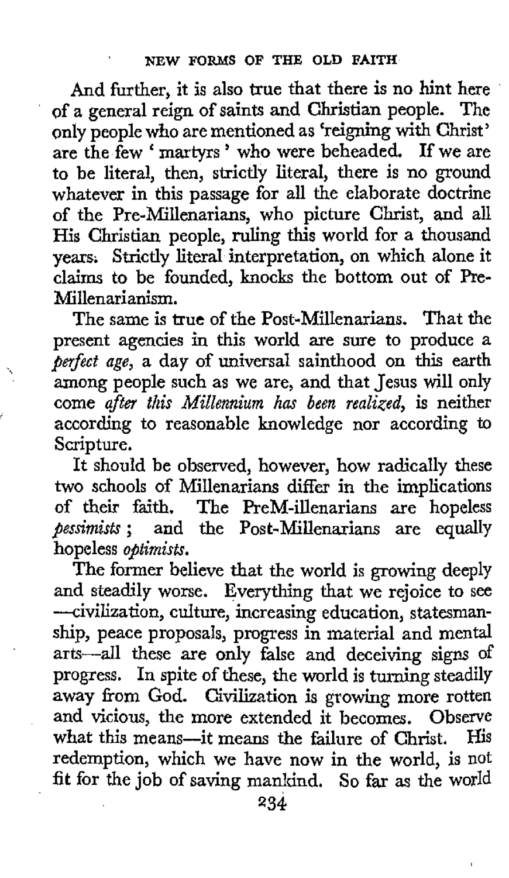And further, it is also true that there is no hint here of a general reign of saints and Christian people. The only people who are mentioned as 'reigning with Christ' are the few 'martyrs' who were beheaded. If we are to be literal, then, strictly literal, there is no ground whatever in this passage for all the elaborate doctrine of the Pre-Millenarians, who picture Christ, and all His Christian people, ruling this world for a thousand years. Strictly literal interpretation, on which alone it claims to be founded, knocks the bottom out of Pre-Millenarianism.

The same is true of the Post-Millenarians. That the present agencies in this world are sure to produce a *perfect age*, a day of universal sainthood on this earth among people such as we are, and that Jesus will only come *after this Millennium has been realized*, is neither according to reasonable knowledge nor according to Scripture.

It should be observed, however, how radically these two schools of Millenarians differ in the implications of their faith. The PreM-illenarians are hopeless *pessimists*; and the Post-Millenarians are equally hopeless *optimists*.

The former believe that the world is growing deeply and steadily worse. Everything that we rejoice to see —civilization, culture, increasing education, statesmanship, peace proposals, progress in material and mental arts—all these are only false and deceiving signs of progress. In spite of these, the world is turning steadily away from God. Civilization is growing more rotten and vicious, the more extended it becomes. Observe what this means—it means the failure of Christ. His redemption, which we have now in the world, is not fit for the job of saving mankind. So far as the world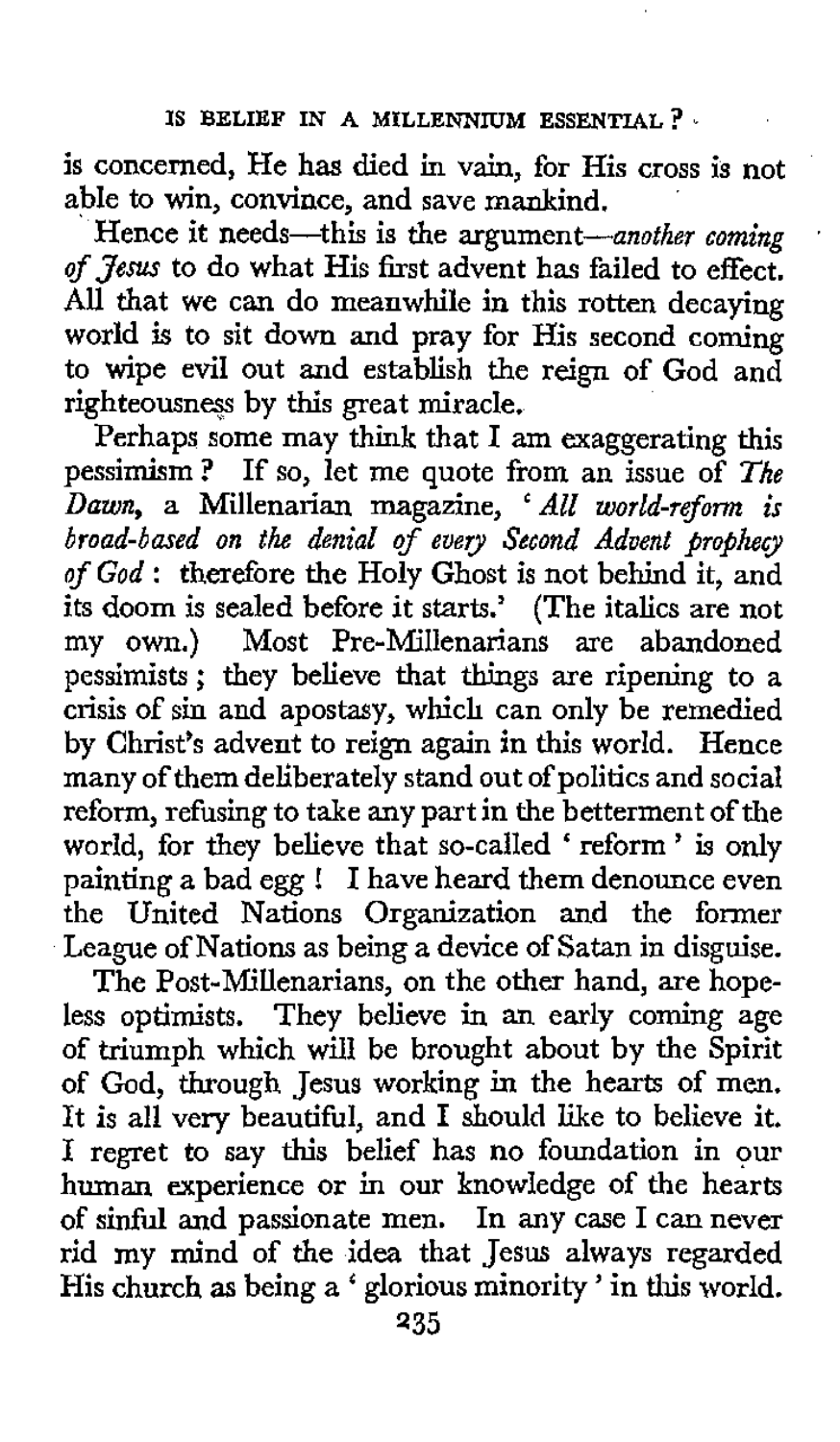is concerned, He has died in vain, for His cross is not able to win, convince, and save mankind.

Hence it needs—this is the argument—*another coming of Jesus* to do what His first advent has failed to effect. All that we can do meanwhile in this rotten decaying world is to sit down and pray for His second coming to wipe evil out and establish the reign of God and righteousness by this great miracle.

Perhaps some may think that I am exaggerating this pessimism? If so, let me quote from an issue of *The Dawn*, a Millenarian magazine, '*All world-reform is broad-based on the denial of every Second Advent prophecy of God*: therefore the Holy Ghost is not behind it, and its doom is sealed before it starts.' (The italics are not my own.) Most Pre-Millenarians are abandoned pessimists; they believe that things are ripening to a crisis of sin and apostasy, which can only be remedied by Christ's advent to reign again in this world. Hence many of them deliberately stand out of politics and social reform, refusing to take any part in the betterment of the world, for they believe that so-called 'reform' is only painting a bad egg! I have heard them denounce even the United Nations Organization and the former League of Nations as being a device of Satan in disguise.

The Post-Millenarians, on the other hand, are hopeless optimists. They believe in an early coming age of triumph which will be brought about by the Spirit of God, through Jesus working in the hearts of men. It is all very beautiful, and I should like to believe it. I regret to say this belief has no foundation in our human experience or in our knowledge of the hearts of sinful and passionate men. In any case I can never rid my mind of the idea that Jesus always regarded His church as being a 'glorious minority' in this world.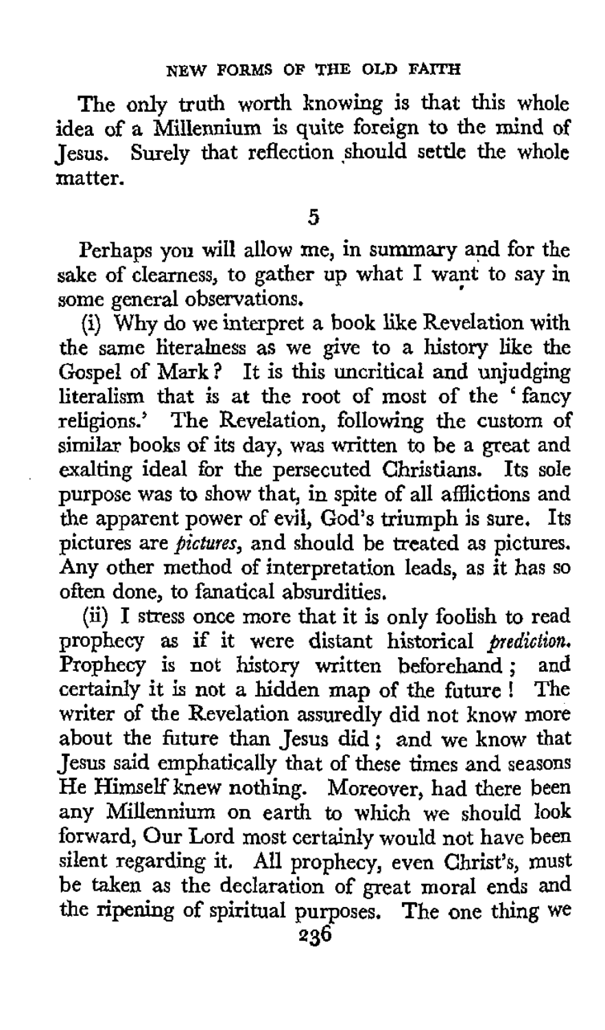The only truth worth knowing is that this whole idea of a Millennium is quite foreign to the mind of Jesus. Surely that reflection should settle the whole matter.

## 5

Perhaps you will allow me, in summary and for the sake of clearness, to gather up what I want to say in some general observations.

(i) Why do we interpret a book like Revelation with the same literalness as we give to a history like the Gospel of Mark? It is this uncritical and unjudging literalism that is at the root of most of the 'fancy religions.' The Revelation, following the custom of similar books of its day, was written to be a great and exalting ideal for the persecuted Christians. Its sole purpose was to show that, in spite of all afflictions and the apparent power of evil, God's triumph is sure. Its pictures are *pictures*, and should be treated as pictures. Any other method of interpretation leads, as it has so often done, to fanatical absurdities.

(ii) I stress once more that it is only foolish to read prophecy as if it were distant historical *prediction*. Prophecy is not history written beforehand; and certainly it is not a hidden map of the future! The writer of the Revelation assuredly did not know more about the future than Jesus did; and we know that Jesus said emphatically that of these times and seasons He Himself knew nothing. Moreover, had there been any Millennium on earth to which we should look forward, Our Lord most certainly would not have been silent regarding it. All prophecy, even Christ's, must be taken as the declaration of great moral ends and the ripening of spiritual purposes. The one thing we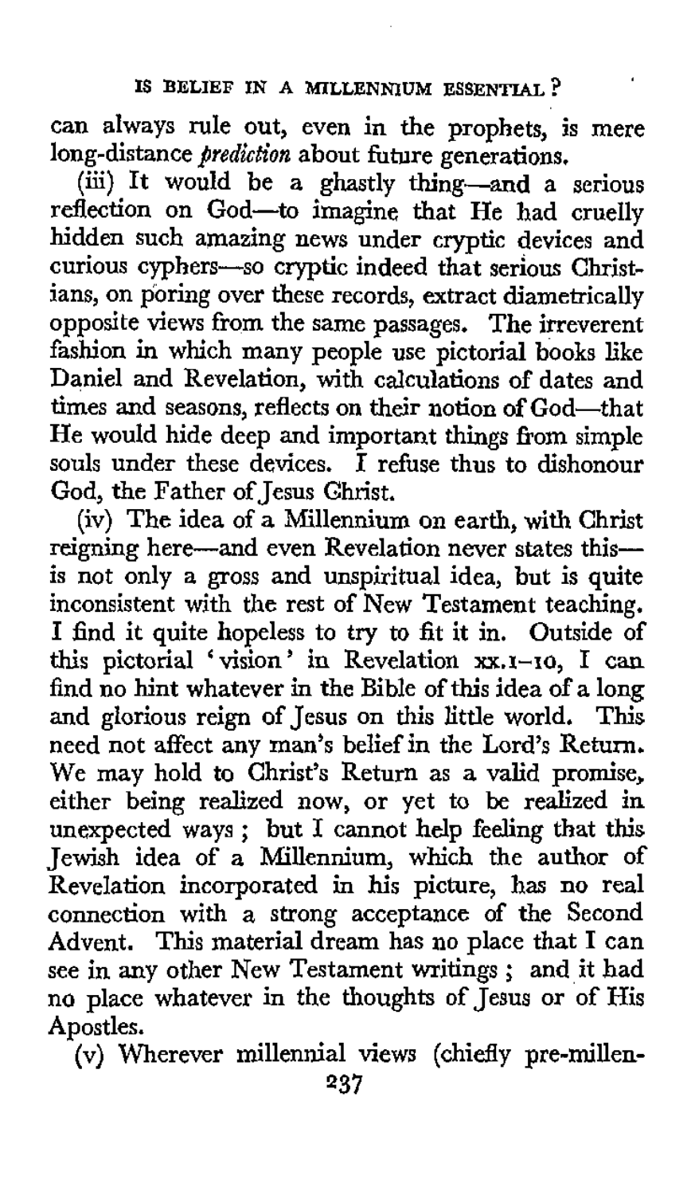can always rule out, even in the prophets, is mere long-distance *prediction* about future generations.

(iii) It would be a ghastly thing—and a serious reflection on God—to imagine that He had cruelly hidden such amazing news under cryptic devices and curious cyphers—so cryptic indeed that serious Christians, on poring over these records, extract diametrically opposite views from the same passages. The irreverent fashion in which many people use pictorial books like Daniel and Revelation, with calculations of dates and times and seasons, reflects on their notion of God—that He would hide deep and important things from simple souls under these devices. I refuse thus to dishonour God, the Father of Jesus Christ.

(iv) The idea of a Millennium on earth, with Christ reigning here—and even Revelation never states this—is not only a gross and unspiritual idea, but is quite inconsistent with the rest of New Testament teaching. I find it quite hopeless to try to fit it in. Outside of this pictorial 'vision' in Revelation xx.1–10, I can find no hint whatever in the Bible of this idea of a long and glorious reign of Jesus on this little world. This need not affect any man's belief in the Lord's Return. We may hold to Christ's Return as a valid promise, either being realized now, or yet to be realized in unexpected ways; but I cannot help feeling that this Jewish idea of a Millennium, which the author of Revelation incorporated in his picture, has no real connection with a strong acceptance of the Second Advent. This material dream has no place that I can see in any other New Testament writings; and it had no place whatever in the thoughts of Jesus or of His Apostles.

(v) Wherever millennial views (chiefly pre-millen-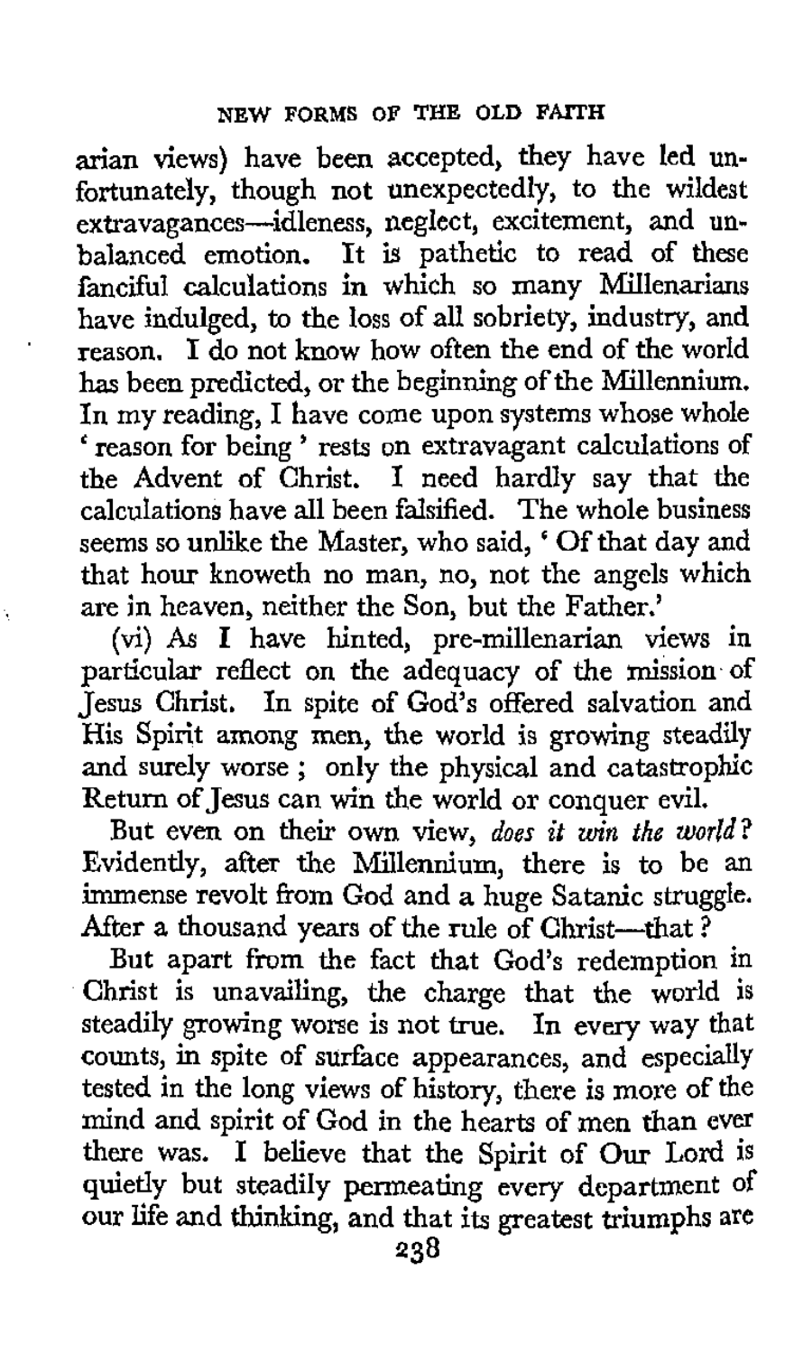arian views) have been accepted, they have led unfortunately, though not unexpectedly, to the wildest extravagances—idleness, neglect, excitement, and unbalanced emotion. It is pathetic to read of these fanciful calculations in which so many Millenarians have indulged, to the loss of all sobriety, industry, and reason. I do not know how often the end of the world has been predicted, or the beginning of the Millennium. In my reading, I have come upon systems whose whole 'reason for being' rests on extravagant calculations of the Advent of Christ. I need hardly say that the calculations have all been falsified. The whole business seems so unlike the Master, who said, 'Of that day and that hour knoweth no man, no, not the angels which are in heaven, neither the Son, but the Father.'

(vi) As I have hinted, pre-millenarian views in particular reflect on the adequacy of the mission of Jesus Christ. In spite of God's offered salvation and His Spirit among men, the world is growing steadily and surely worse; only the physical and catastrophic Return of Jesus can win the world or conquer evil.

But even on their own view, *does it win the world?* Evidently, after the Millennium, there is to be an immense revolt from God and a huge Satanic struggle. After a thousand years of the rule of Christ—that?

But apart from the fact that God's redemption in Christ is unavailing, the charge that the world is steadily growing worse is not true. In every way that counts, in spite of surface appearances, and especially tested in the long views of history, there is more of the mind and spirit of God in the hearts of men than ever there was. I believe that the Spirit of Our Lord is quietly but steadily permeating every department of our life and thinking, and that its greatest triumphs are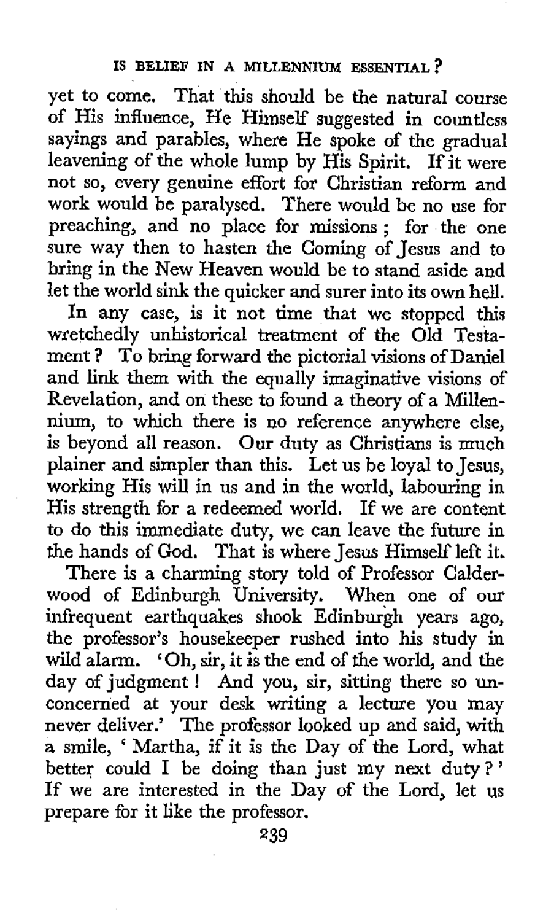yet to come. That this should be the natural course of His influence, He Himself suggested in countless sayings and parables, where He spoke of the gradual leavening of the whole lump by His Spirit. If it were not so, every genuine effort for Christian reform and work would be paralysed. There would be no use for preaching, and no place for missions; for the one sure way then to hasten the Coming of Jesus and to bring in the New Heaven would be to stand aside and let the world sink the quicker and surer into its own hell.

In any case, is it not time that we stopped this wretchedly unhistorical treatment of the Old Testament? To bring forward the pictorial visions of Daniel and link them with the equally imaginative visions of Revelation, and on these to found a theory of a Millennium, to which there is no reference anywhere else, is beyond all reason. Our duty as Christians is much plainer and simpler than this. Let us be loyal to Jesus, working His will in us and in the world, labouring in His strength for a redeemed world. If we are content to do this immediate duty, we can leave the future in the hands of God. That is where Jesus Himself left it.

There is a charming story told of Professor Calderwood of Edinburgh University. When one of our infrequent earthquakes shook Edinburgh years ago, the professor's housekeeper rushed into his study in wild alarm. 'Oh, sir, it is the end of the world, and the day of judgment! And you, sir, sitting there so unconcerned at your desk writing a lecture you may never deliver.' The professor looked up and said, with a smile, 'Martha, if it is the Day of the Lord, what better could I be doing than just my next duty?' If we are interested in the Day of the Lord, let us prepare for it like the professor.